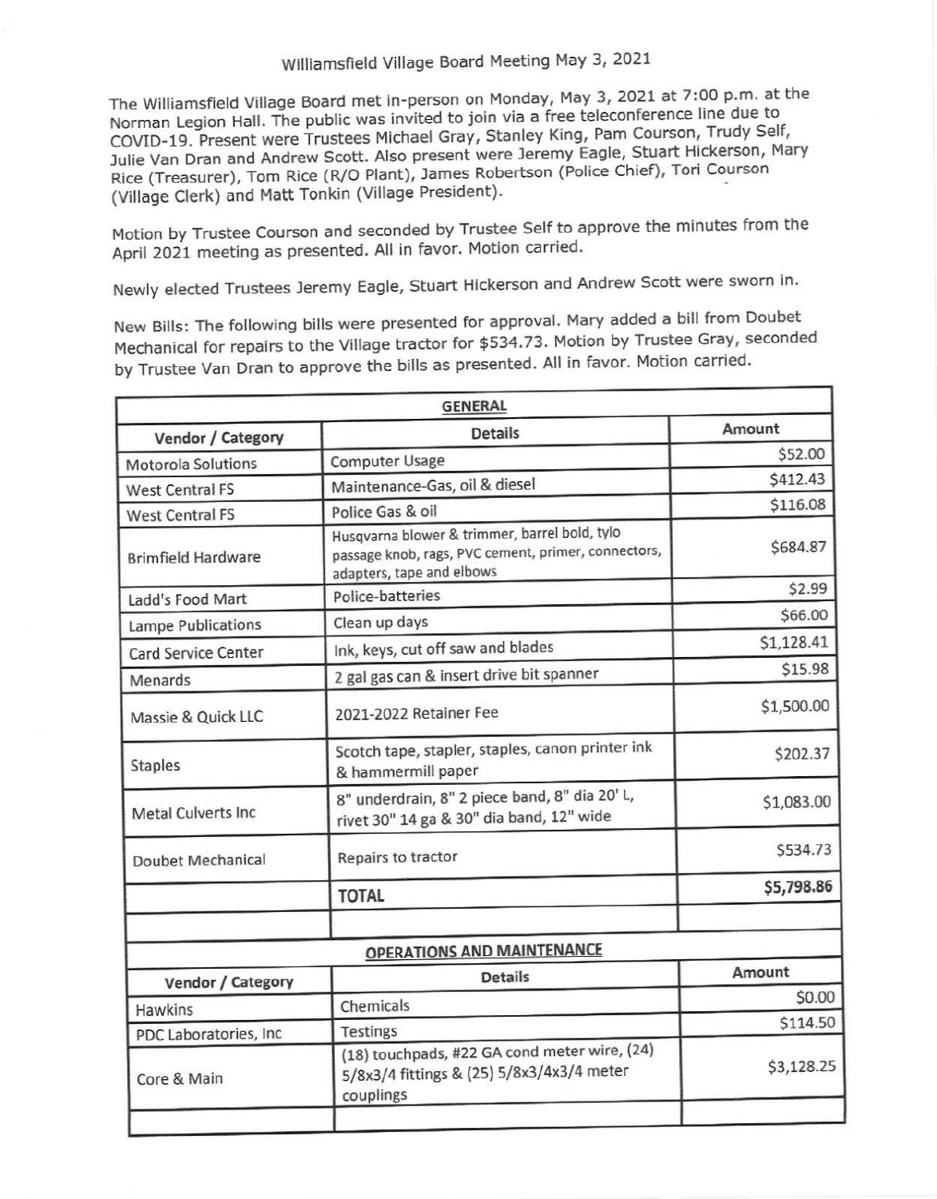# Williamsfield Village Board Meeting May 3, 2021

The Williamsfield Village Board met in-person on Monday, May 3, 2021 at 7:00 p.m. at the Norman Legion Hall. The public was invited to join via a free teleconference line due to COVID-19. Present were Trustees Michael Gray, Stanley King, Pam Courson, Trudy Self, Julie Van Dran and Andrew Scott. Also present were Jeremy Eagle, Stuart Hickerson, Mary Rice (Treasurer), Tom Rice (R/O Plant), James Robertson (Police Chief), Tori Courson (Village Clerk) and Matt Tonkin (Village President).

Motion by Trustee Courson and seconded by Trustee Self to approve the minutes from the April 2021 meeting as presented. All in favor. Motion carried.

Newly elected Trustees Jeremy Eagle, Stuart Hickerson and Andrew Scott were sworn in.

New Bills: The following bills were presented for approval. Mary added a bill from Doubet Mechanical for repairs to the Village tractor for $534.73. Motion by Trustee Gray, seconded by Trustee Van Dran to approve the bills as presented. All in favor. Motion carried.

| **GENERAL** | | |
|---|---|---|
| **Vendor / Category** | **Details** | **Amount** |
| Motorola Solutions | Computer Usage | $52.00 |
| West Central FS | Maintenance-Gas, oil & diesel | $412.43 |
| West Central FS | Police Gas & oil | $116.08 |
| Brimfield Hardware | Husqvarna blower & trimmer, barrel bold, tylo passage knob, rags, PVC cement, primer, connectors, adapters, tape and elbows | $684.87 |
| Ladd's Food Mart | Police-batteries | $2.99 |
| Lampe Publications | Clean up days | $66.00 |
| Card Service Center | Ink, keys, cut off saw and blades | $1,128.41 |
| Menards | 2 gal gas can & insert drive bit spanner | $15.98 |
| Massie & Quick LLC | 2021-2022 Retainer Fee | $1,500.00 |
| Staples | Scotch tape, stapler, staples, canon printer ink & hammermill paper | $202.37 |
| Metal Culverts Inc | 8" underdrain, 8" 2 piece band, 8" dia 20' L, rivet 30" 14 ga & 30" dia band, 12" wide | $1,083.00 |
| Doubet Mechanical | Repairs to tractor | $534.73 |
| | **TOTAL** | $5,798.86 |
| | | |

| **OPERATIONS AND MAINTENANCE** | | |
|---|---|---|
| **Vendor / Category** | **Details** | **Amount** |
| Hawkins | Chemicals | $0.00 |
| PDC Laboratories, Inc | Testings | $114.50 |
| Core & Main | (18) touchpads, #22 GA cond meter wire, (24) 5/8x3/4 fittings & (25) 5/8x3/4x3/4 meter couplings | $3,128.25 |
| | | |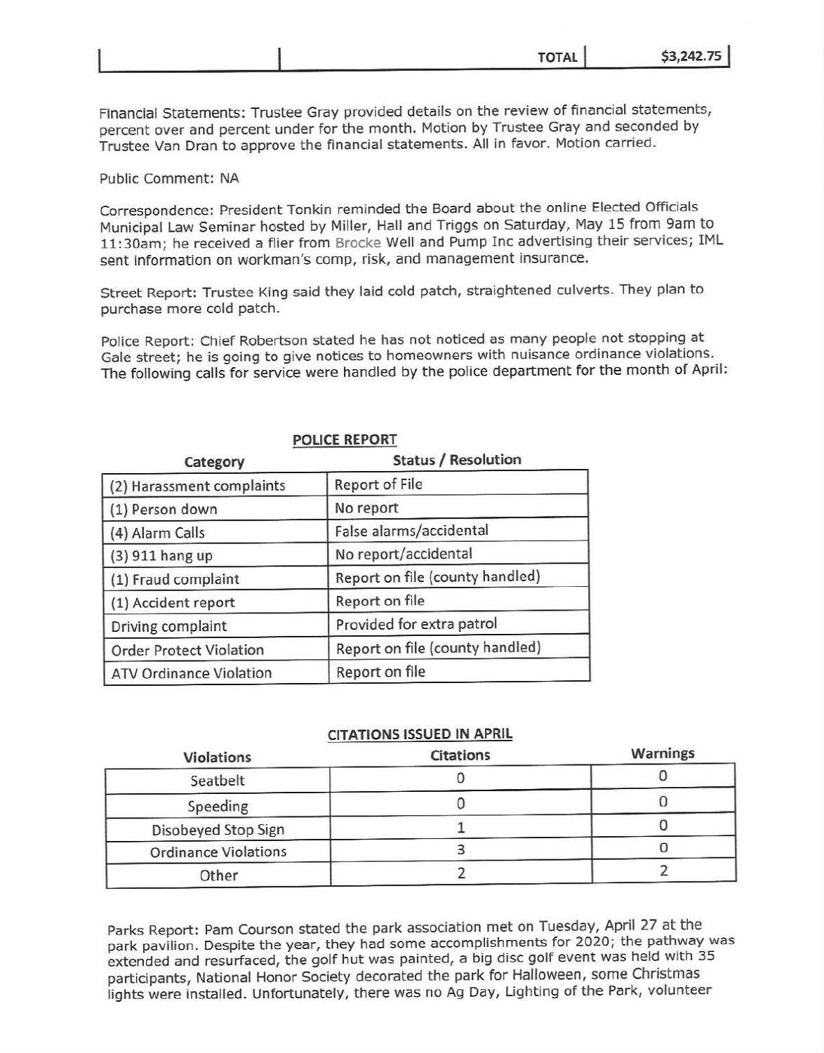| | | TOTAL | $3,242.75 |
|---|---|---|---|

Financial Statements: Trustee Gray provided details on the review of financial statements, percent over and percent under for the month. Motion by Trustee Gray and seconded by Trustee Van Dran to approve the financial statements. All in favor. Motion carried.

Public Comment: NA

Correspondence: President Tonkin reminded the Board about the online Elected Officials Municipal Law Seminar hosted by Miller, Hall and Triggs on Saturday, May 15 from 9am to 11:30am; he received a flier from Brocke Well and Pump Inc advertising their services; IML sent information on workman's comp, risk, and management insurance.

Street Report: Trustee King said they laid cold patch, straightened culverts. They plan to purchase more cold patch.

Police Report: Chief Robertson stated he has not noticed as many people not stopping at Gale street; he is going to give notices to homeowners with nuisance ordinance violations. The following calls for service were handled by the police department for the month of April:

**POLICE REPORT**

| Category | Status / Resolution |
|---|---|
| (2) Harassment complaints | Report of File |
| (1) Person down | No report |
| (4) Alarm Calls | False alarms/accidental |
| (3) 911 hang up | No report/accidental |
| (1) Fraud complaint | Report on file (county handled) |
| (1) Accident report | Report on file |
| Driving complaint | Provided for extra patrol |
| Order Protect Violation | Report on file (county handled) |
| ATV Ordinance Violation | Report on file |

**CITATIONS ISSUED IN APRIL**

| Violations | Citations | Warnings |
|---|---|---|
| Seatbelt | 0 | 0 |
| Speeding | 0 | 0 |
| Disobeyed Stop Sign | 1 | 0 |
| Ordinance Violations | 3 | 0 |
| Other | 2 | 2 |

Parks Report: Pam Courson stated the park association met on Tuesday, April 27 at the park pavilion. Despite the year, they had some accomplishments for 2020; the pathway was extended and resurfaced, the golf hut was painted, a big disc golf event was held with 35 participants, National Honor Society decorated the park for Halloween, some Christmas lights were installed. Unfortunately, there was no Ag Day, Lighting of the Park, volunteer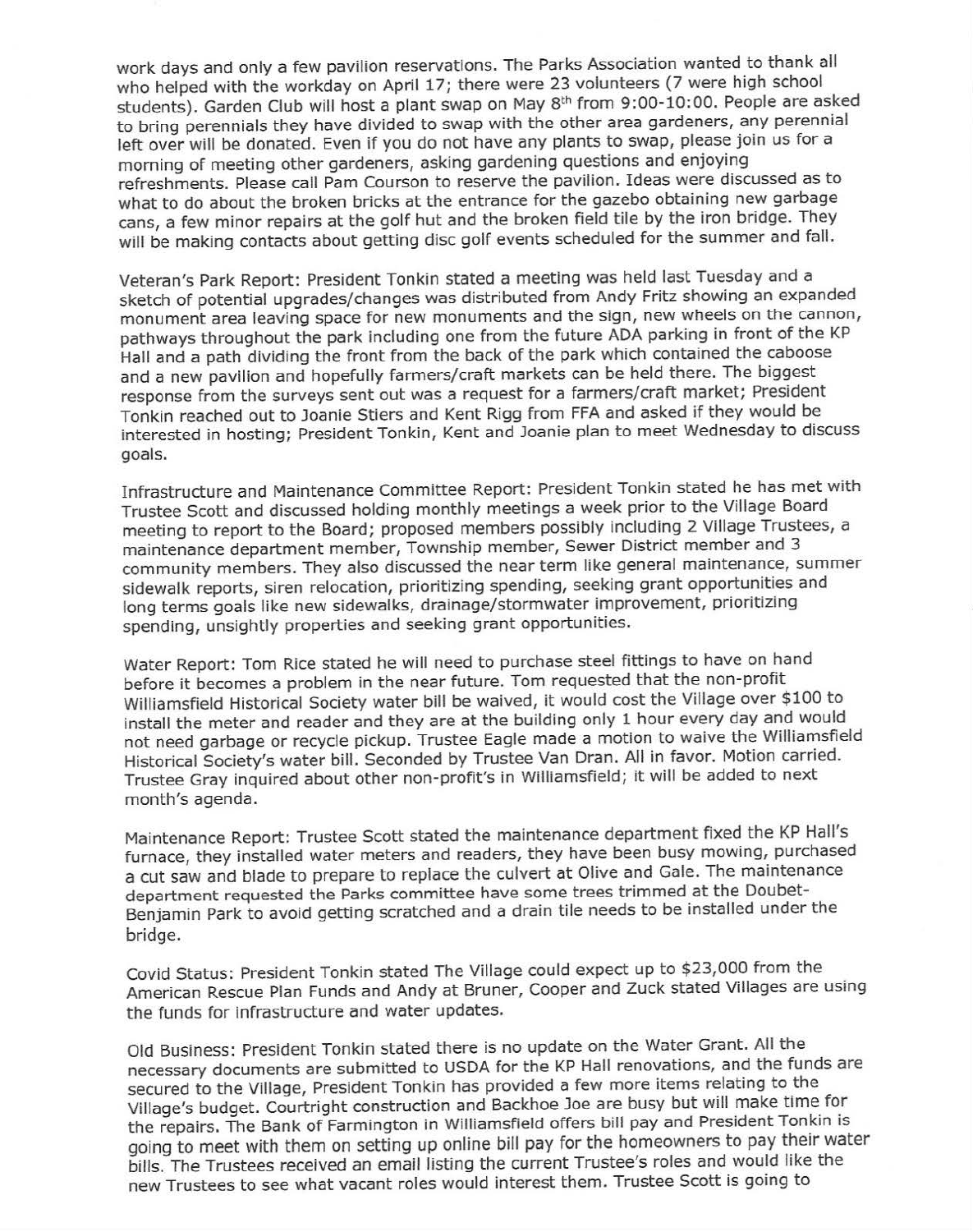work days and only a few pavilion reservations. The Parks Association wanted to thank all who helped with the workday on April 17; there were 23 volunteers (7 were high school students). Garden Club will host a plant swap on May 8th from 9:00-10:00. People are asked to bring perennials they have divided to swap with the other area gardeners, any perennial left over will be donated. Even if you do not have any plants to swap, please join us for a morning of meeting other gardeners, asking gardening questions and enjoying refreshments. Please call Pam Courson to reserve the pavilion. Ideas were discussed as to what to do about the broken bricks at the entrance for the gazebo obtaining new garbage cans, a few minor repairs at the golf hut and the broken field tile by the iron bridge. They will be making contacts about getting disc golf events scheduled for the summer and fall.

Veteran's Park Report: President Tonkin stated a meeting was held last Tuesday and a sketch of potential upgrades/changes was distributed from Andy Fritz showing an expanded monument area leaving space for new monuments and the sign, new wheels on the cannon, pathways throughout the park including one from the future ADA parking in front of the KP Hall and a path dividing the front from the back of the park which contained the caboose and a new pavilion and hopefully farmers/craft markets can be held there. The biggest response from the surveys sent out was a request for a farmers/craft market; President Tonkin reached out to Joanie Stiers and Kent Rigg from FFA and asked if they would be interested in hosting; President Tonkin, Kent and Joanie plan to meet Wednesday to discuss goals.

Infrastructure and Maintenance Committee Report: President Tonkin stated he has met with Trustee Scott and discussed holding monthly meetings a week prior to the Village Board meeting to report to the Board; proposed members possibly including 2 Village Trustees, a maintenance department member, Township member, Sewer District member and 3 community members. They also discussed the near term like general maintenance, summer sidewalk reports, siren relocation, prioritizing spending, seeking grant opportunities and long terms goals like new sidewalks, drainage/stormwater improvement, prioritizing spending, unsightly properties and seeking grant opportunities.

Water Report: Tom Rice stated he will need to purchase steel fittings to have on hand before it becomes a problem in the near future. Tom requested that the non-profit Williamsfield Historical Society water bill be waived, it would cost the Village over $100 to install the meter and reader and they are at the building only 1 hour every day and would not need garbage or recycle pickup. Trustee Eagle made a motion to waive the Williamsfield Historical Society's water bill. Seconded by Trustee Van Dran. All in favor. Motion carried. Trustee Gray inquired about other non-profit's in Williamsfield; it will be added to next month's agenda.

Maintenance Report: Trustee Scott stated the maintenance department fixed the KP Hall's furnace, they installed water meters and readers, they have been busy mowing, purchased a cut saw and blade to prepare to replace the culvert at Olive and Gale. The maintenance department requested the Parks committee have some trees trimmed at the Doubet-Benjamin Park to avoid getting scratched and a drain tile needs to be installed under the bridge.

Covid Status: President Tonkin stated The Village could expect up to $23,000 from the American Rescue Plan Funds and Andy at Bruner, Cooper and Zuck stated Villages are using the funds for infrastructure and water updates.

Old Business: President Tonkin stated there is no update on the Water Grant. All the necessary documents are submitted to USDA for the KP Hall renovations, and the funds are secured to the Village, President Tonkin has provided a few more items relating to the Village's budget. Courtright construction and Backhoe Joe are busy but will make time for the repairs. The Bank of Farmington in Williamsfield offers bill pay and President Tonkin is going to meet with them on setting up online bill pay for the homeowners to pay their water bills. The Trustees received an email listing the current Trustee's roles and would like the new Trustees to see what vacant roles would interest them. Trustee Scott is going to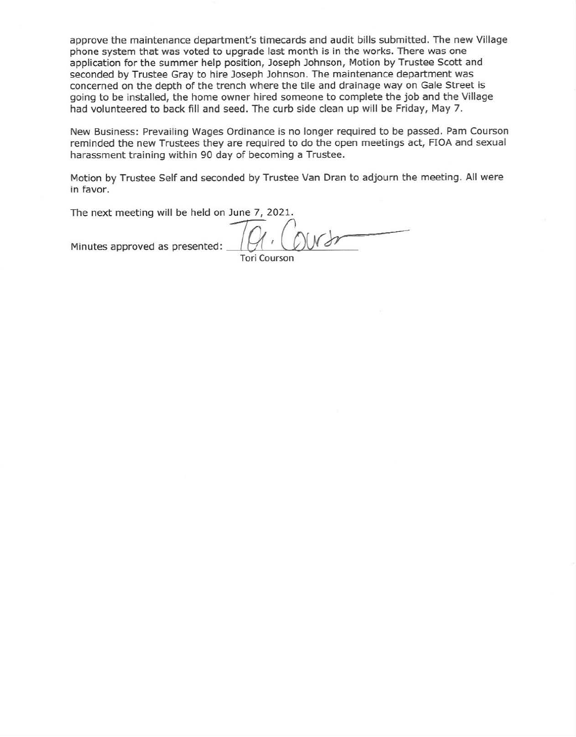approve the maintenance department's timecards and audit bills submitted. The new Village phone system that was voted to upgrade last month is in the works. There was one application for the summer help position, Joseph Johnson, Motion by Trustee Scott and seconded by Trustee Gray to hire Joseph Johnson. The maintenance department was concerned on the depth of the trench where the tile and drainage way on Gale Street is going to be installed, the home owner hired someone to complete the job and the Village had volunteered to back fill and seed. The curb side clean up will be Friday, May 7.

New Business: Prevailing Wages Ordinance is no longer required to be passed. Pam Courson reminded the new Trustees they are required to do the open meetings act, FIOA and sexual harassment training within 90 day of becoming a Trustee.

Motion by Trustee Self and seconded by Trustee Van Dran to adjourn the meeting. All were in favor.

The next meeting will be held on June 7, 2021.

Minutes approved as presented: ____________________
Tori Courson